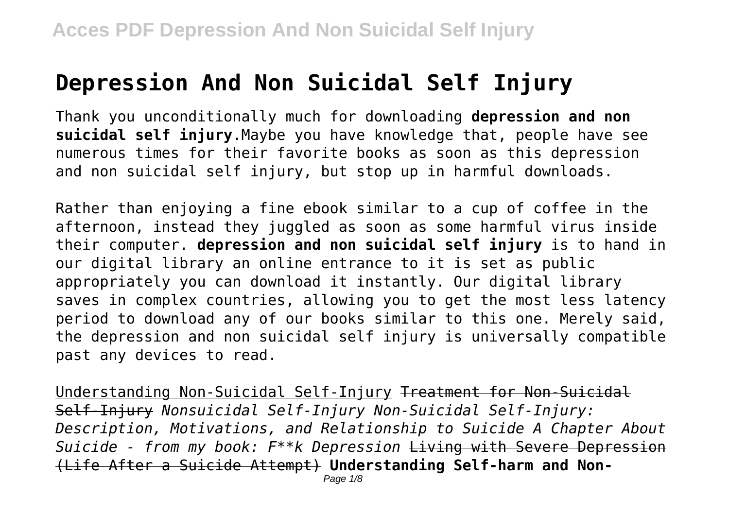# Depression And Non Suicidal Self Injury

Thank you unconditionally much for downloading **depression and non suicidal self injury**.Maybe you have knowledge that, people have see numerous times for their favorite books as soon as this depression and non suicidal self injury, but stop up in harmful downloads.

Rather than enjoying a fine ebook similar to a cup of coffee in the afternoon, instead they juggled as soon as some harmful virus inside their computer. **depression and non suicidal self injury** is to hand in our digital library an online entrance to it is set as public appropriately you can download it instantly. Our digital library saves in complex countries, allowing you to get the most less latency period to download any of our books similar to this one. Merely said, the depression and non suicidal self injury is universally compatible past any devices to read.

Understanding Non-Suicidal Self-Injury ~~Treatment for Non-Suicidal Self-Injury~~ *Nonsuicidal Self-Injury Non-Suicidal Self-Injury: Description, Motivations, and Relationship to Suicide A Chapter About Suicide - from my book: F**k Depression* ~~Living with Severe Depression (Life After a Suicide Attempt)~~ **Understanding Self-harm and Non-**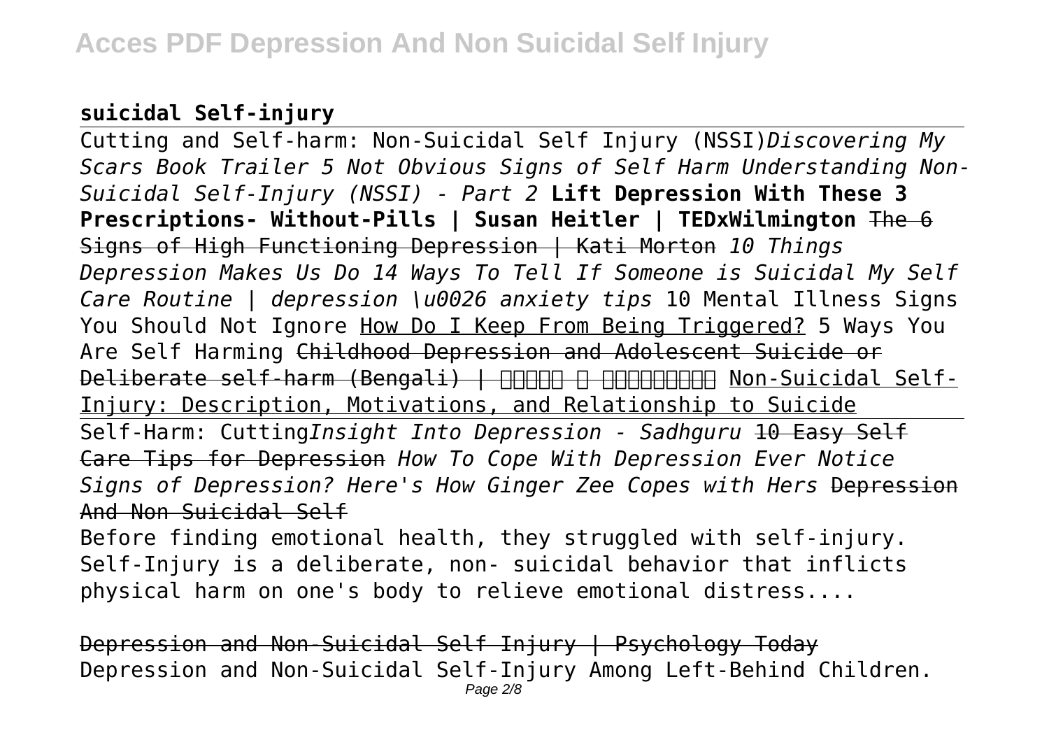**suicidal Self-injury**

Cutting and Self-harm: Non-Suicidal Self Injury (NSSI)*Discovering My Scars Book Trailer 5 Not Obvious Signs of Self Harm Understanding Non-Suicidal Self-Injury (NSSI) - Part 2* **Lift Depression With These 3 Prescriptions- Without-Pills | Susan Heitler | TEDxWilmington** ~~The 6 Signs of High Functioning Depression | Kati Morton~~ *10 Things Depression Makes Us Do 14 Ways To Tell If Someone is Suicidal My Self Care Routine | depression \u0026 anxiety tips* 10 Mental Illness Signs You Should Not Ignore How Do I Keep From Being Triggered? 5 Ways You Are Self Harming ~~Childhood Depression and Adolescent Suicide or Deliberate self-harm (Bengali) | বিষাদ ও আত্মহত্যা~~ Non-Suicidal Self-Injury: Description, Motivations, and Relationship to Suicide

Self-Harm: Cutting*Insight Into Depression - Sadhguru* ~~10 Easy Self Care Tips for Depression~~ *How To Cope With Depression Ever Notice Signs of Depression? Here's How Ginger Zee Copes with Hers* ~~Depression And Non Suicidal Self~~

Before finding emotional health, they struggled with self-injury. Self-Injury is a deliberate, non- suicidal behavior that inflicts physical harm on one's body to relieve emotional distress....

~~Depression and Non-Suicidal Self Injury | Psychology Today~~

Depression and Non-Suicidal Self-Injury Among Left-Behind Children.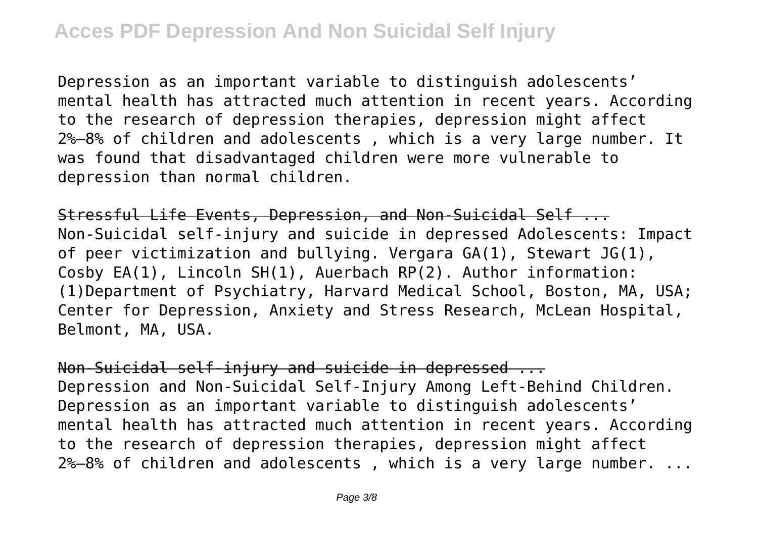Depression as an important variable to distinguish adolescents' mental health has attracted much attention in recent years. According to the research of depression therapies, depression might affect 2%–8% of children and adolescents , which is a very large number. It was found that disadvantaged children were more vulnerable to depression than normal children.

Stressful Life Events, Depression, and Non-Suicidal Self ...
Non-Suicidal self-injury and suicide in depressed Adolescents: Impact of peer victimization and bullying. Vergara GA(1), Stewart JG(1), Cosby EA(1), Lincoln SH(1), Auerbach RP(2). Author information: (1)Department of Psychiatry, Harvard Medical School, Boston, MA, USA; Center for Depression, Anxiety and Stress Research, McLean Hospital, Belmont, MA, USA.

Non-Suicidal self-injury and suicide in depressed ...
Depression and Non-Suicidal Self-Injury Among Left-Behind Children. Depression as an important variable to distinguish adolescents' mental health has attracted much attention in recent years. According to the research of depression therapies, depression might affect 2%–8% of children and adolescents , which is a very large number. ...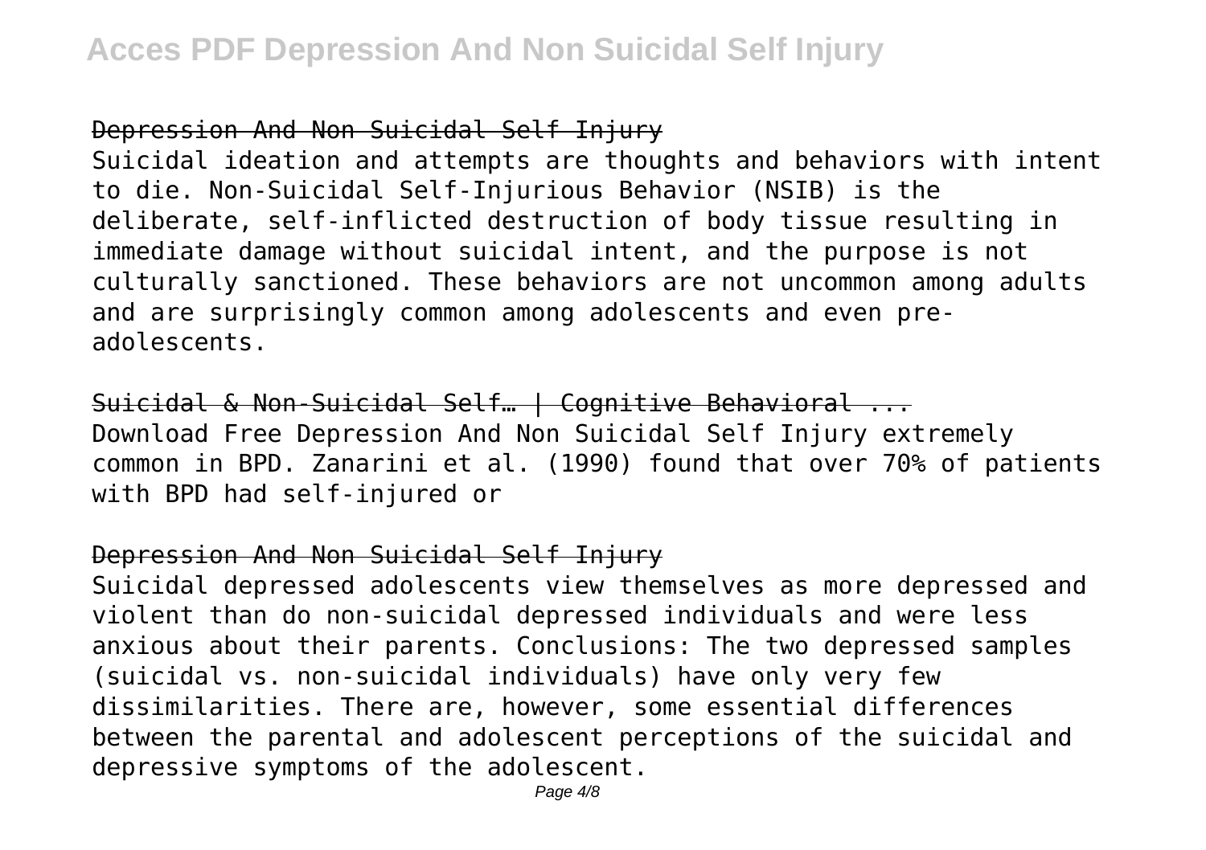## Depression And Non Suicidal Self Injury

Suicidal ideation and attempts are thoughts and behaviors with intent to die. Non-Suicidal Self-Injurious Behavior (NSIB) is the deliberate, self-inflicted destruction of body tissue resulting in immediate damage without suicidal intent, and the purpose is not culturally sanctioned. These behaviors are not uncommon among adults and are surprisingly common among adolescents and even pre-adolescents.

## Suicidal & Non-Suicidal Self… | Cognitive Behavioral ...

Download Free Depression And Non Suicidal Self Injury extremely common in BPD. Zanarini et al. (1990) found that over 70% of patients with BPD had self-injured or

## Depression And Non Suicidal Self Injury

Suicidal depressed adolescents view themselves as more depressed and violent than do non-suicidal depressed individuals and were less anxious about their parents. Conclusions: The two depressed samples (suicidal vs. non-suicidal individuals) have only very few dissimilarities. There are, however, some essential differences between the parental and adolescent perceptions of the suicidal and depressive symptoms of the adolescent.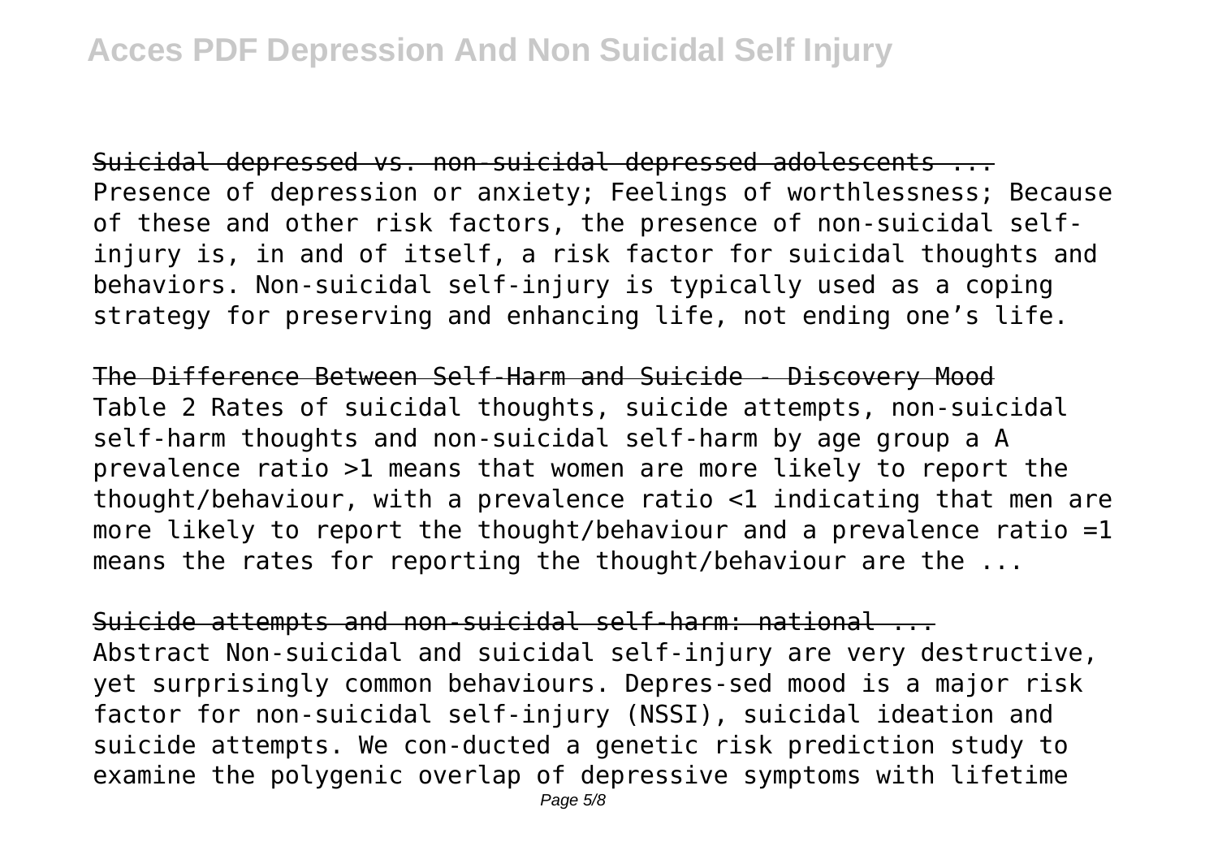Suicidal depressed vs. non-suicidal depressed adolescents ...

Presence of depression or anxiety; Feelings of worthlessness; Because of these and other risk factors, the presence of non-suicidal self-injury is, in and of itself, a risk factor for suicidal thoughts and behaviors. Non-suicidal self-injury is typically used as a coping strategy for preserving and enhancing life, not ending one's life.

The Difference Between Self-Harm and Suicide - Discovery Mood

Table 2 Rates of suicidal thoughts, suicide attempts, non-suicidal self-harm thoughts and non-suicidal self-harm by age group a A prevalence ratio >1 means that women are more likely to report the thought/behaviour, with a prevalence ratio <1 indicating that men are more likely to report the thought/behaviour and a prevalence ratio =1 means the rates for reporting the thought/behaviour are the ...

Suicide attempts and non-suicidal self-harm: national ...

Abstract Non-suicidal and suicidal self-injury are very destructive, yet surprisingly common behaviours. Depres-sed mood is a major risk factor for non-suicidal self-injury (NSSI), suicidal ideation and suicide attempts. We con-ducted a genetic risk prediction study to examine the polygenic overlap of depressive symptoms with lifetime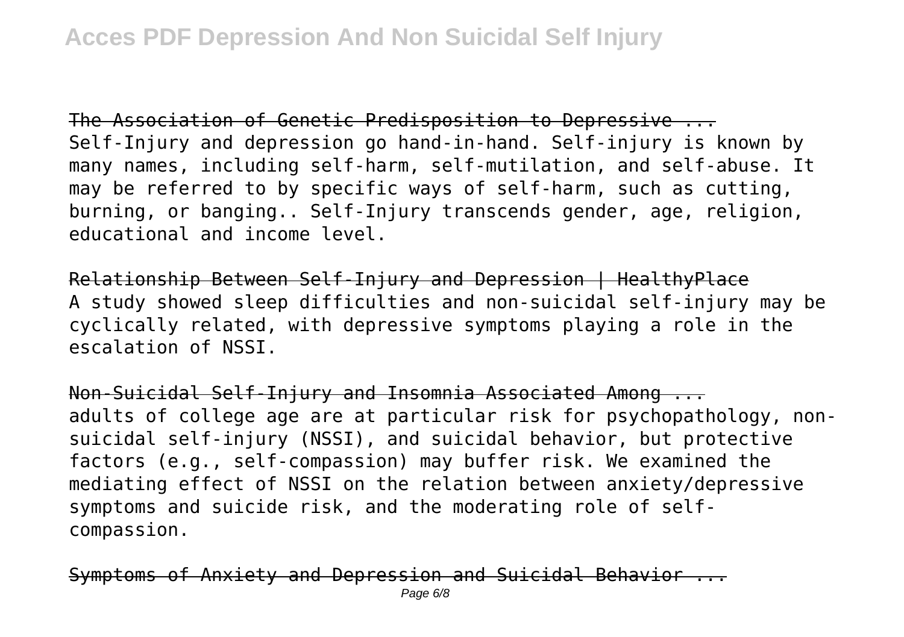The Association of Genetic Predisposition to Depressive ...
Self-Injury and depression go hand-in-hand. Self-injury is known by many names, including self-harm, self-mutilation, and self-abuse. It may be referred to by specific ways of self-harm, such as cutting, burning, or banging.. Self-Injury transcends gender, age, religion, educational and income level.

Relationship Between Self-Injury and Depression | HealthyPlace
A study showed sleep difficulties and non-suicidal self-injury may be cyclically related, with depressive symptoms playing a role in the escalation of NSSI.

Non-Suicidal Self-Injury and Insomnia Associated Among ...
adults of college age are at particular risk for psychopathology, non-suicidal self-injury (NSSI), and suicidal behavior, but protective factors (e.g., self-compassion) may buffer risk. We examined the mediating effect of NSSI on the relation between anxiety/depressive symptoms and suicide risk, and the moderating role of self-compassion.

Symptoms of Anxiety and Depression and Suicidal Behavior ...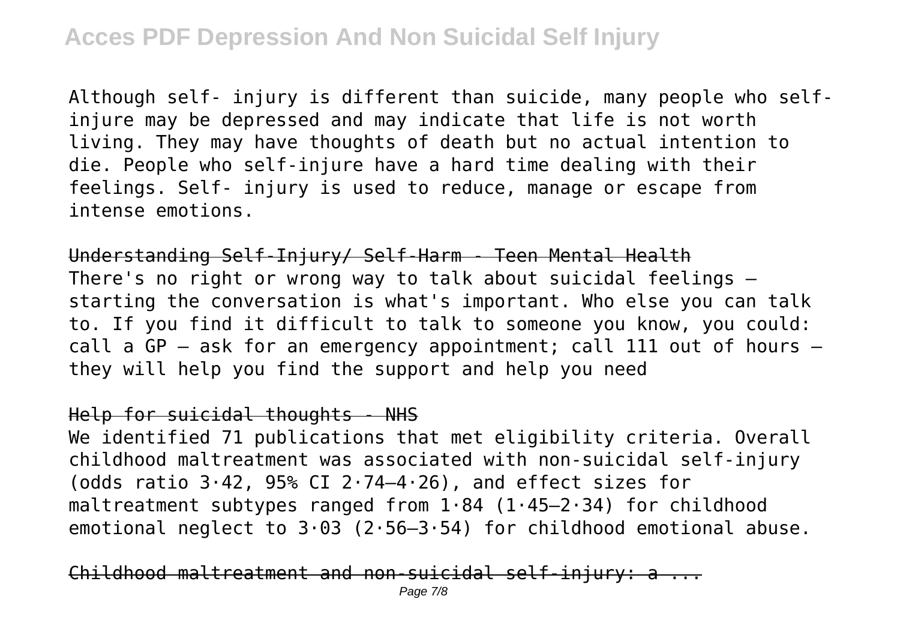Although self- injury is different than suicide, many people who self-injure may be depressed and may indicate that life is not worth living. They may have thoughts of death but no actual intention to die. People who self-injure have a hard time dealing with their feelings. Self- injury is used to reduce, manage or escape from intense emotions.

## Understanding Self-Injury/ Self-Harm - Teen Mental Health

There's no right or wrong way to talk about suicidal feelings – starting the conversation is what's important. Who else you can talk to. If you find it difficult to talk to someone you know, you could: call a GP – ask for an emergency appointment; call 111 out of hours – they will help you find the support and help you need

## Help for suicidal thoughts - NHS

We identified 71 publications that met eligibility criteria. Overall childhood maltreatment was associated with non-suicidal self-injury (odds ratio 3·42, 95% CI 2·74–4·26), and effect sizes for maltreatment subtypes ranged from 1·84 (1·45–2·34) for childhood emotional neglect to 3·03 (2·56–3·54) for childhood emotional abuse.

## Childhood maltreatment and non-suicidal self-injury: a ...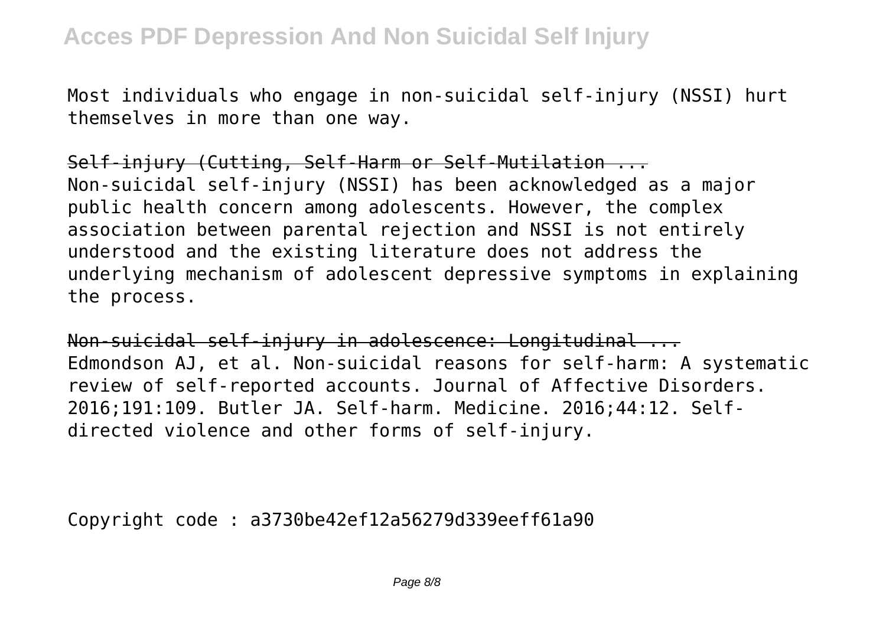Most individuals who engage in non-suicidal self-injury (NSSI) hurt themselves in more than one way.

~~Self-injury (Cutting, Self-Harm or Self-Mutilation ...~~

Non-suicidal self-injury (NSSI) has been acknowledged as a major public health concern among adolescents. However, the complex association between parental rejection and NSSI is not entirely understood and the existing literature does not address the underlying mechanism of adolescent depressive symptoms in explaining the process.

~~Non-suicidal self-injury in adolescence: Longitudinal ...~~

Edmondson AJ, et al. Non-suicidal reasons for self-harm: A systematic review of self-reported accounts. Journal of Affective Disorders. 2016;191:109. Butler JA. Self-harm. Medicine. 2016;44:12. Self-directed violence and other forms of self-injury.

Copyright code : a3730be42ef12a56279d339eeff61a90